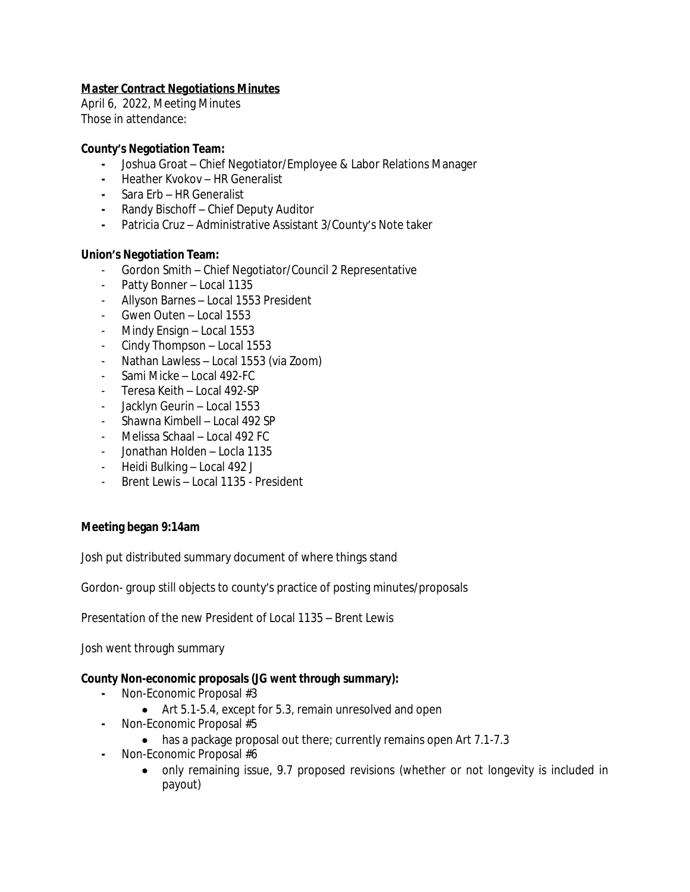**<u>Master Contract Negotiations Minutes</u>**

April 6, 2022, Meeting Minutes

Those in attendance:

**County's Negotiation Team:**

- Joshua Groat – Chief Negotiator/Employee & Labor Relations Manager
- Heather Kvokov – HR Generalist
- Sara Erb – HR Generalist
- Randy Bischoff – Chief Deputy Auditor
- Patricia Cruz – Administrative Assistant 3/County's Note taker

**Union's Negotiation Team:**

- Gordon Smith – Chief Negotiator/Council 2 Representative
- Patty Bonner – Local 1135
- Allyson Barnes – Local 1553 President
- Gwen Outen – Local 1553
- Mindy Ensign – Local 1553
- Cindy Thompson – Local 1553
- Nathan Lawless – Local 1553 (via Zoom)
- Sami Micke – Local 492-FC
- Teresa Keith – Local 492-SP
- Jacklyn Geurin – Local 1553
- Shawna Kimbell – Local 492 SP
- Melissa Schaal – Local 492 FC
- Jonathan Holden – Locla 1135
- Heidi Bulking – Local 492 J
- Brent Lewis – Local 1135 - President

**Meeting began 9:14am**

Josh put distributed summary document of where things stand

Gordon- group still objects to county's practice of posting minutes/proposals

Presentation of the new President of Local 1135 – Brent Lewis

Josh went through summary

**County Non-economic proposals (JG went through summary):**

- Non-Economic Proposal #3
  - Art 5.1-5.4, except for 5.3, remain unresolved and open
- Non-Economic Proposal #5
  - has a package proposal out there; currently remains open Art 7.1-7.3
- Non-Economic Proposal #6
  - only remaining issue, 9.7 proposed revisions (whether or not longevity is included in payout)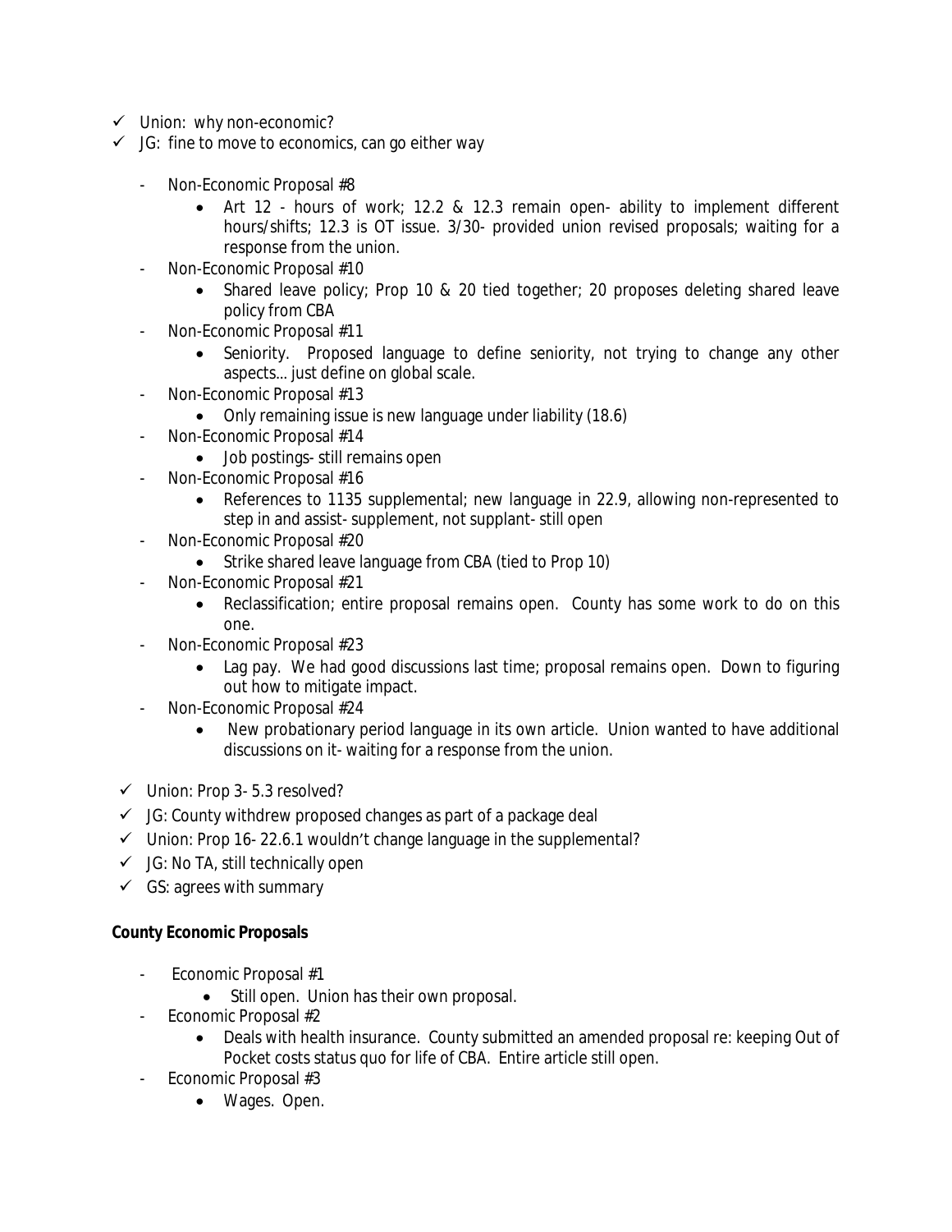- ✓ Union: why non-economic?
- ✓ JG: fine to move to economics, can go either way
  - Non-Economic Proposal #8
    - Art 12 - hours of work; 12.2 & 12.3 remain open- ability to implement different hours/shifts; 12.3 is OT issue. 3/30- provided union revised proposals; waiting for a response from the union.
  - Non-Economic Proposal #10
    - Shared leave policy; Prop 10 & 20 tied together; 20 proposes deleting shared leave policy from CBA
  - Non-Economic Proposal #11
    - Seniority. Proposed language to define seniority, not trying to change any other aspects... just define on global scale.
  - Non-Economic Proposal #13
    - Only remaining issue is new language under liability (18.6)
  - Non-Economic Proposal #14
    - Job postings- still remains open
  - Non-Economic Proposal #16
    - References to 1135 supplemental; new language in 22.9, allowing non-represented to step in and assist- supplement, not supplant- still open
  - Non-Economic Proposal #20
    - Strike shared leave language from CBA (tied to Prop 10)
  - Non-Economic Proposal #21
    - Reclassification; entire proposal remains open. County has some work to do on this one.
  - Non-Economic Proposal #23
    - Lag pay. We had good discussions last time; proposal remains open. Down to figuring out how to mitigate impact.
  - Non-Economic Proposal #24
    - New probationary period language in its own article. Union wanted to have additional discussions on it- waiting for a response from the union.
- ✓ Union: Prop 3- 5.3 resolved?
- ✓ JG: County withdrew proposed changes as part of a package deal
- ✓ Union: Prop 16- 22.6.1 wouldn't change language in the supplemental?
- ✓ JG: No TA, still technically open
- ✓ GS: agrees with summary

**County Economic Proposals**

- Economic Proposal #1
  - Still open. Union has their own proposal.
- Economic Proposal #2
  - Deals with health insurance. County submitted an amended proposal re: keeping Out of Pocket costs status quo for life of CBA. Entire article still open.
- Economic Proposal #3
  - Wages. Open.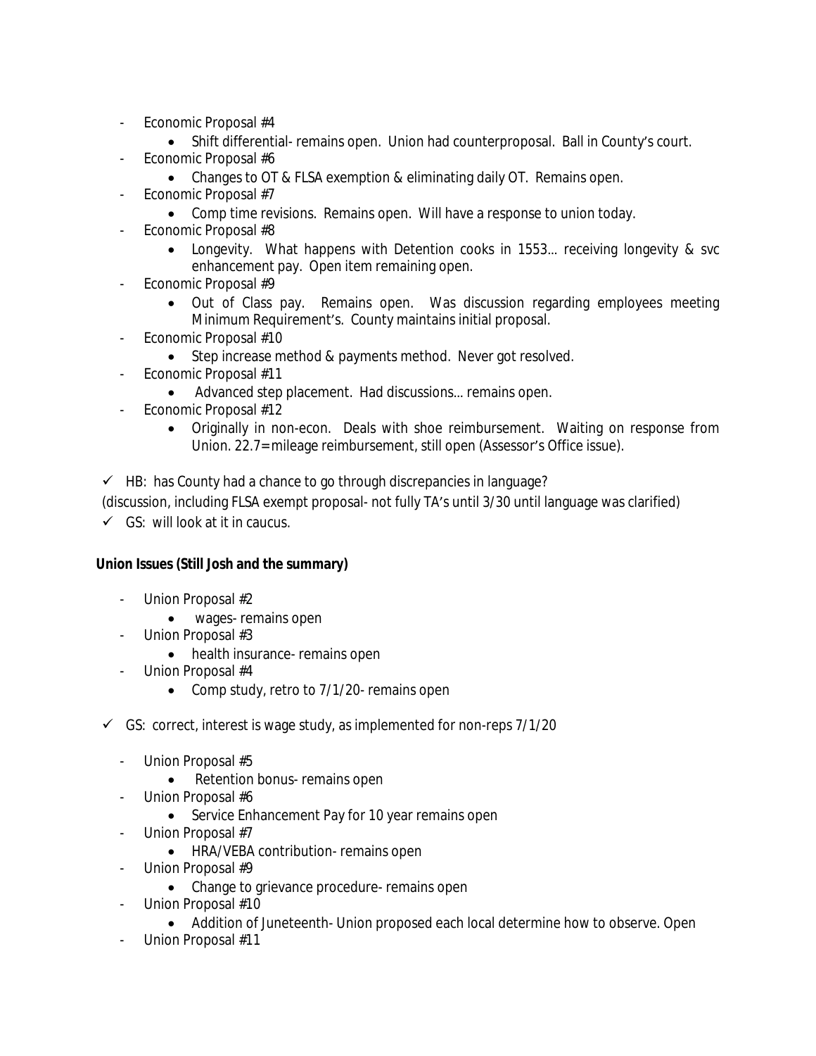- Economic Proposal #4
  - Shift differential- remains open. Union had counterproposal. Ball in County's court.
- Economic Proposal #6
  - Changes to OT & FLSA exemption & eliminating daily OT. Remains open.
- Economic Proposal #7
  - Comp time revisions. Remains open. Will have a response to union today.
- Economic Proposal #8
  - Longevity. What happens with Detention cooks in 1553… receiving longevity & svc enhancement pay. Open item remaining open.
- Economic Proposal #9
  - Out of Class pay. Remains open. Was discussion regarding employees meeting Minimum Requirement's. County maintains initial proposal.
- Economic Proposal #10
  - Step increase method & payments method. Never got resolved.
- Economic Proposal #11
  - Advanced step placement. Had discussions… remains open.
- Economic Proposal #12
  - Originally in non-econ. Deals with shoe reimbursement. Waiting on response from Union. 22.7= mileage reimbursement, still open (Assessor's Office issue).

✓ HB: has County had a chance to go through discrepancies in language?

(discussion, including FLSA exempt proposal- not fully TA's until 3/30 until language was clarified)

✓ GS: will look at it in caucus.

**Union Issues (Still Josh and the summary)**

- Union Proposal #2
  - wages- remains open
- Union Proposal #3
  - health insurance- remains open
- Union Proposal #4
  - Comp study, retro to 7/1/20- remains open

✓ GS: correct, interest is wage study, as implemented for non-reps 7/1/20

- Union Proposal #5
  - Retention bonus- remains open
- Union Proposal #6
  - Service Enhancement Pay for 10 year remains open
- Union Proposal #7
  - HRA/VEBA contribution- remains open
- Union Proposal #9
  - Change to grievance procedure- remains open
- Union Proposal #10
  - Addition of Juneteenth- Union proposed each local determine how to observe. Open
- Union Proposal #11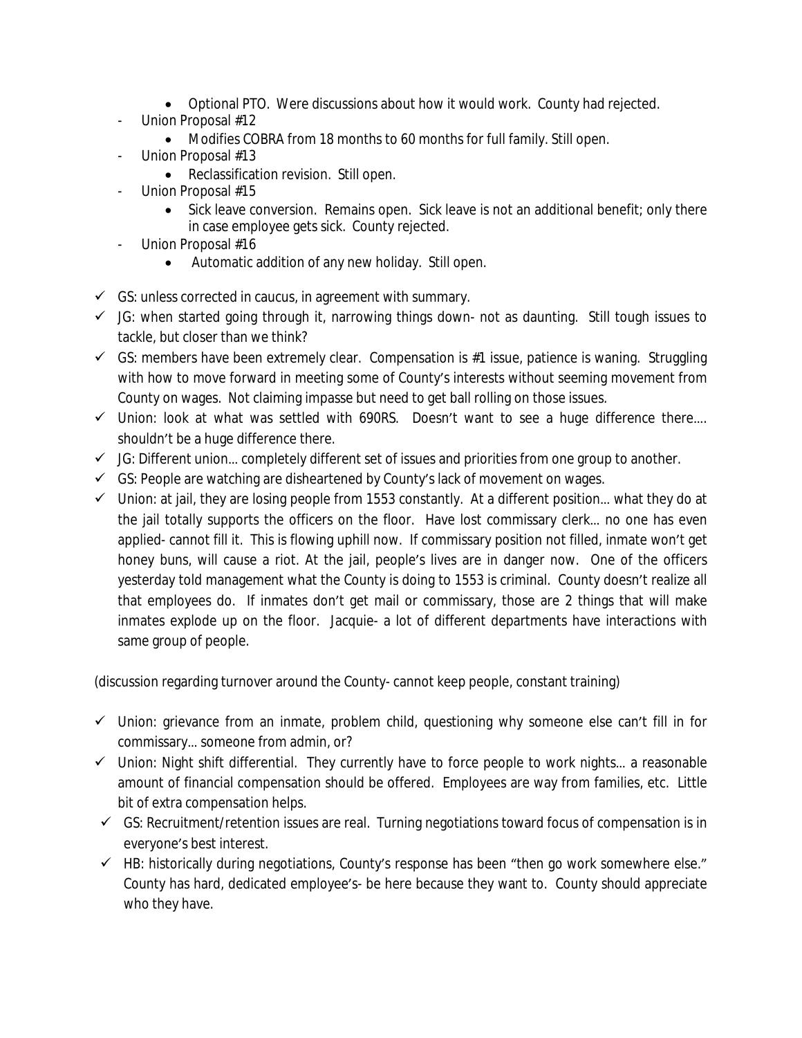- Optional PTO. Were discussions about how it would work. County had rejected.
- Union Proposal #12
    - Modifies COBRA from 18 months to 60 months for full family. Still open.
- Union Proposal #13
    - Reclassification revision. Still open.
- Union Proposal #15
    - Sick leave conversion. Remains open. Sick leave is not an additional benefit; only there in case employee gets sick. County rejected.
- Union Proposal #16
    - Automatic addition of any new holiday. Still open.

- ✓ GS: unless corrected in caucus, in agreement with summary.
- ✓ JG: when started going through it, narrowing things down- not as daunting. Still tough issues to tackle, but closer than we think?
- ✓ GS: members have been extremely clear. Compensation is #1 issue, patience is waning. Struggling with how to move forward in meeting some of County's interests without seeming movement from County on wages. Not claiming impasse but need to get ball rolling on those issues.
- ✓ Union: look at what was settled with 690RS. Doesn't want to see a huge difference there…. shouldn't be a huge difference there.
- ✓ JG: Different union… completely different set of issues and priorities from one group to another.
- ✓ GS: People are watching are disheartened by County's lack of movement on wages.
- ✓ Union: at jail, they are losing people from 1553 constantly. At a different position… what they do at the jail totally supports the officers on the floor. Have lost commissary clerk… no one has even applied- cannot fill it. This is flowing uphill now. If commissary position not filled, inmate won't get honey buns, will cause a riot. At the jail, people's lives are in danger now. One of the officers yesterday told management what the County is doing to 1553 is criminal. County doesn't realize all that employees do. If inmates don't get mail or commissary, those are 2 things that will make inmates explode up on the floor. Jacquie- a lot of different departments have interactions with same group of people.

(discussion regarding turnover around the County- cannot keep people, constant training)

- ✓ Union: grievance from an inmate, problem child, questioning why someone else can't fill in for commissary… someone from admin, or?
- ✓ Union: Night shift differential. They currently have to force people to work nights… a reasonable amount of financial compensation should be offered. Employees are way from families, etc. Little bit of extra compensation helps.
- ✓ GS: Recruitment/retention issues are real. Turning negotiations toward focus of compensation is in everyone's best interest.
- ✓ HB: historically during negotiations, County's response has been "then go work somewhere else." County has hard, dedicated employee's- be here because they want to. County should appreciate who they have.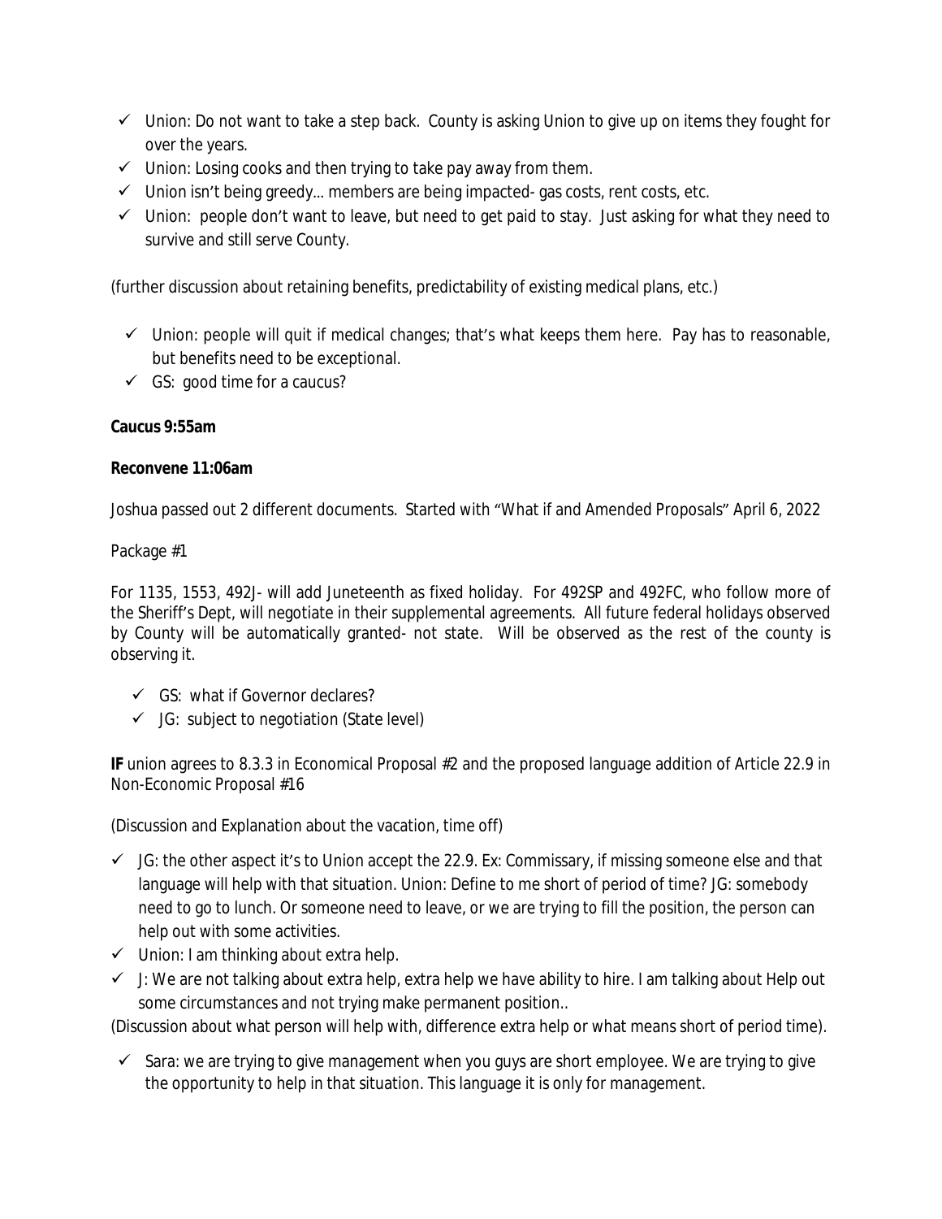- ✓ Union: Do not want to take a step back. County is asking Union to give up on items they fought for over the years.
- ✓ Union: Losing cooks and then trying to take pay away from them.
- ✓ Union isn't being greedy… members are being impacted- gas costs, rent costs, etc.
- ✓ Union: people don't want to leave, but need to get paid to stay. Just asking for what they need to survive and still serve County.

(further discussion about retaining benefits, predictability of existing medical plans, etc.)

- ✓ Union: people will quit if medical changes; that's what keeps them here. Pay has to reasonable, but benefits need to be exceptional.
- ✓ GS: good time for a caucus?

**Caucus 9:55am**

**Reconvene 11:06am**

Joshua passed out 2 different documents. Started with "What if and Amended Proposals" April 6, 2022

Package #1

For 1135, 1553, 492J- will add Juneteenth as fixed holiday. For 492SP and 492FC, who follow more of the Sheriff's Dept, will negotiate in their supplemental agreements. All future federal holidays observed by County will be automatically granted- not state. Will be observed as the rest of the county is observing it.

- ✓ GS: what if Governor declares?
- ✓ JG: subject to negotiation (State level)

**IF** union agrees to 8.3.3 in Economical Proposal #2 and the proposed language addition of Article 22.9 in Non-Economic Proposal #16

(Discussion and Explanation about the vacation, time off)

- ✓ JG: the other aspect it's to Union accept the 22.9. Ex: Commissary, if missing someone else and that language will help with that situation. Union: Define to me short of period of time? JG: somebody need to go to lunch. Or someone need to leave, or we are trying to fill the position, the person can help out with some activities.
- ✓ Union: I am thinking about extra help.
- ✓ J: We are not talking about extra help, extra help we have ability to hire. I am talking about Help out some circumstances and not trying make permanent position..

(Discussion about what person will help with, difference extra help or what means short of period time).

- ✓ Sara: we are trying to give management when you guys are short employee. We are trying to give the opportunity to help in that situation. This language it is only for management.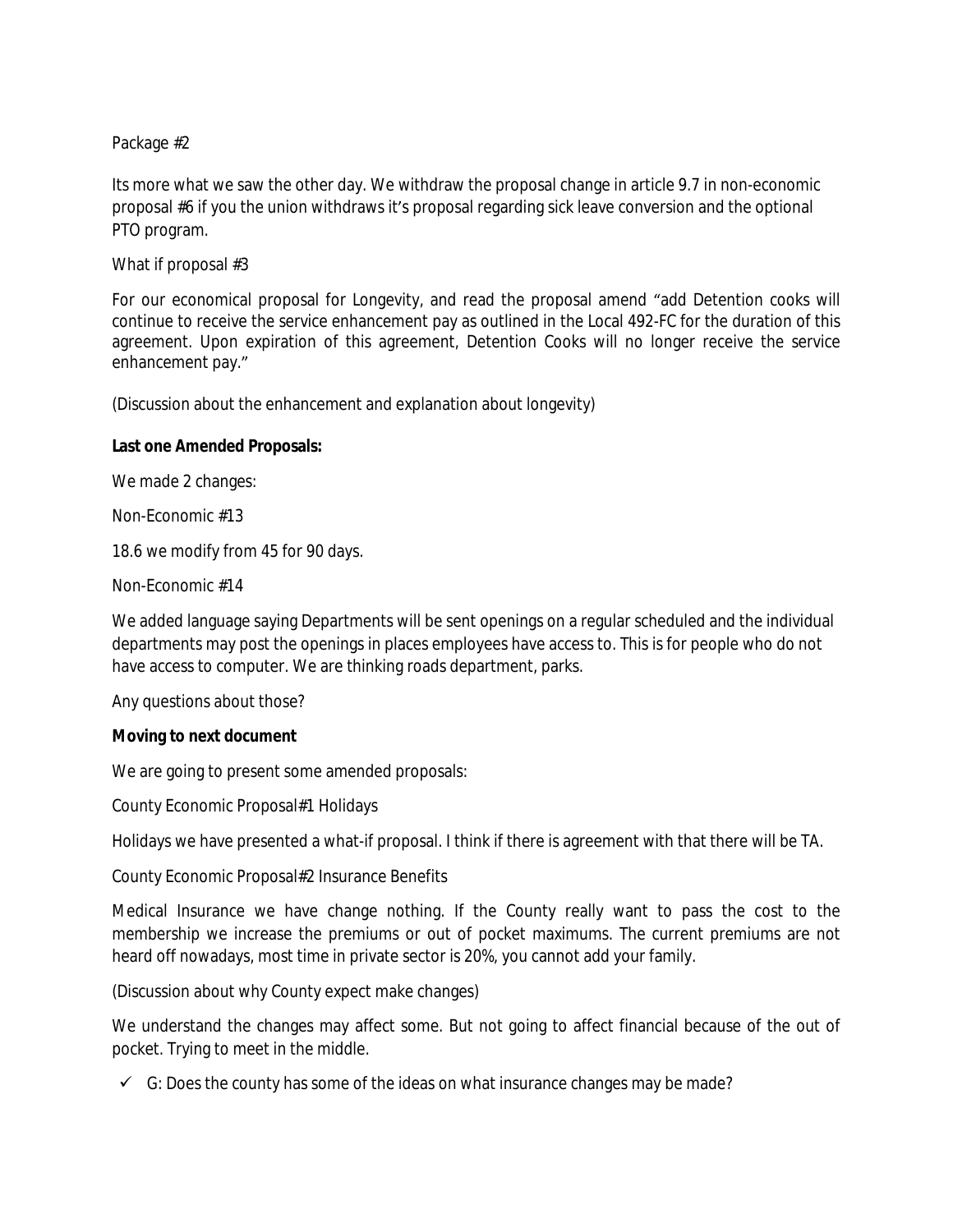Package #2

Its more what we saw the other day. We withdraw the proposal change in article 9.7 in non-economic proposal #6 if you the union withdraws it's proposal regarding sick leave conversion and the optional PTO program.

What if proposal #3

For our economical proposal for Longevity, and read the proposal amend "add Detention cooks will continue to receive the service enhancement pay as outlined in the Local 492-FC for the duration of this agreement. Upon expiration of this agreement, Detention Cooks will no longer receive the service enhancement pay."

(Discussion about the enhancement and explanation about longevity)

**Last one Amended Proposals:**

We made 2 changes:

Non-Economic #13

18.6 we modify from 45 for 90 days.

Non-Economic #14

We added language saying Departments will be sent openings on a regular scheduled and the individual departments may post the openings in places employees have access to. This is for people who do not have access to computer. We are thinking roads department, parks.

Any questions about those?

**Moving to next document**

We are going to present some amended proposals:

County Economic Proposal#1 Holidays

Holidays we have presented a what-if proposal. I think if there is agreement with that there will be TA.

County Economic Proposal#2 Insurance Benefits

Medical Insurance we have change nothing. If the County really want to pass the cost to the membership we increase the premiums or out of pocket maximums. The current premiums are not heard off nowadays, most time in private sector is 20%, you cannot add your family.

(Discussion about why County expect make changes)

We understand the changes may affect some. But not going to affect financial because of the out of pocket. Trying to meet in the middle.

- ✓ G: Does the county has some of the ideas on what insurance changes may be made?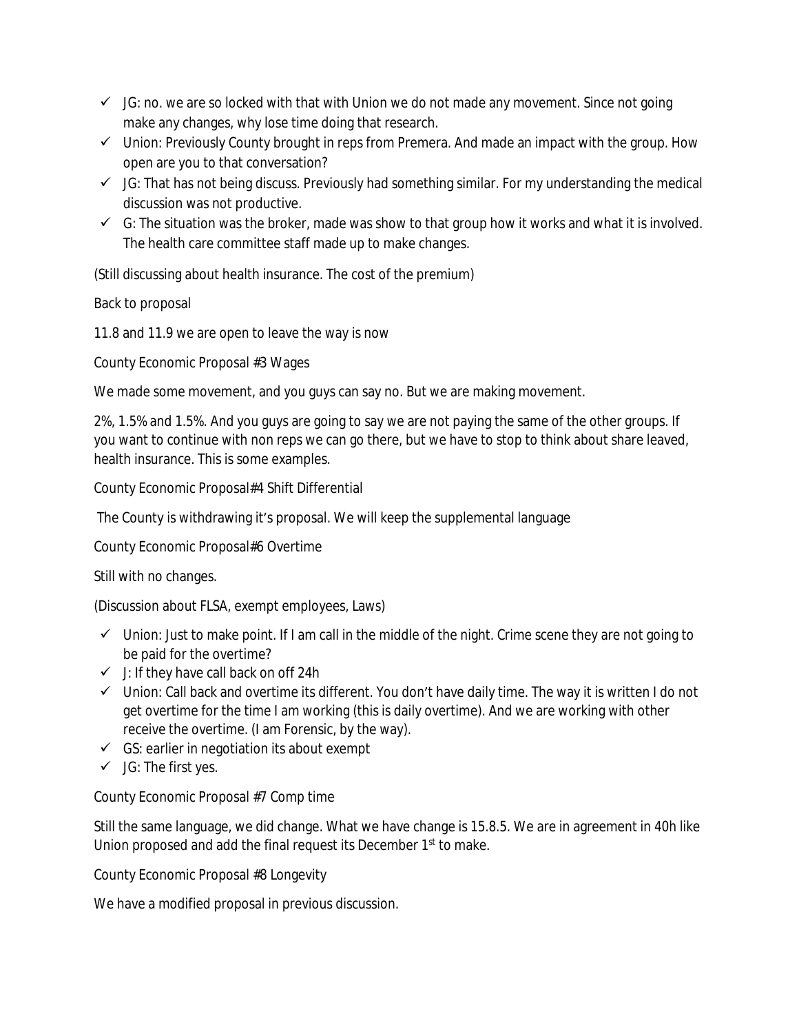- ✓ JG: no. we are so locked with that with Union we do not made any movement. Since not going make any changes, why lose time doing that research.
- ✓ Union: Previously County brought in reps from Premera. And made an impact with the group. How open are you to that conversation?
- ✓ JG: That has not being discuss. Previously had something similar. For my understanding the medical discussion was not productive.
- ✓ G: The situation was the broker, made was show to that group how it works and what it is involved. The health care committee staff made up to make changes.

(Still discussing about health insurance. The cost of the premium)

Back to proposal

11.8 and 11.9 we are open to leave the way is now

County Economic Proposal #3 Wages

We made some movement, and you guys can say no. But we are making movement.

2%, 1.5% and 1.5%. And you guys are going to say we are not paying the same of the other groups. If you want to continue with non reps we can go there, but we have to stop to think about share leaved, health insurance. This is some examples.

County Economic Proposal#4 Shift Differential

The County is withdrawing it's proposal. We will keep the supplemental language

County Economic Proposal#6 Overtime

Still with no changes.

(Discussion about FLSA, exempt employees, Laws)

- ✓ Union: Just to make point. If I am call in the middle of the night. Crime scene they are not going to be paid for the overtime?
- ✓ J: If they have call back on off 24h
- ✓ Union: Call back and overtime its different. You don't have daily time. The way it is written I do not get overtime for the time I am working (this is daily overtime). And we are working with other receive the overtime. (I am Forensic, by the way).
- ✓ GS: earlier in negotiation its about exempt
- ✓ JG: The first yes.

County Economic Proposal #7 Comp time

Still the same language, we did change. What we have change is 15.8.5. We are in agreement in 40h like Union proposed and add the final request its December 1st to make.

County Economic Proposal #8 Longevity

We have a modified proposal in previous discussion.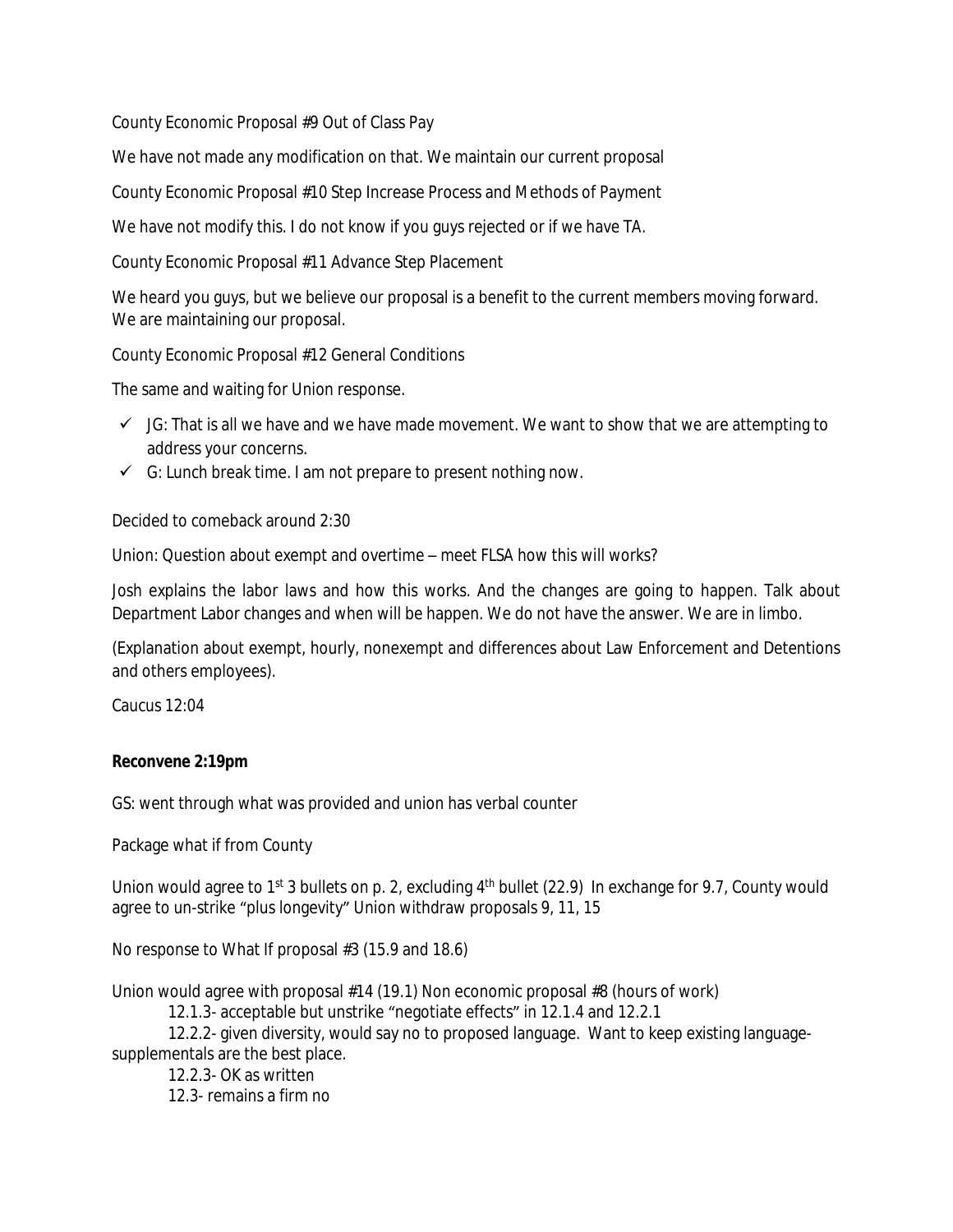County Economic Proposal #9 Out of Class Pay

We have not made any modification on that. We maintain our current proposal

County Economic Proposal #10 Step Increase Process and Methods of Payment

We have not modify this. I do not know if you guys rejected or if we have TA.

County Economic Proposal #11 Advance Step Placement

We heard you guys, but we believe our proposal is a benefit to the current members moving forward. We are maintaining our proposal.

County Economic Proposal #12 General Conditions

The same and waiting for Union response.

- ✓ JG: That is all we have and we have made movement. We want to show that we are attempting to address your concerns.
- ✓ G: Lunch break time. I am not prepare to present nothing now.

Decided to comeback around 2:30

Union: Question about exempt and overtime – meet FLSA how this will works?

Josh explains the labor laws and how this works. And the changes are going to happen. Talk about Department Labor changes and when will be happen. We do not have the answer. We are in limbo.

(Explanation about exempt, hourly, nonexempt and differences about Law Enforcement and Detentions and others employees).

Caucus 12:04

**Reconvene 2:19pm**

GS: went through what was provided and union has verbal counter

Package what if from County

Union would agree to 1st 3 bullets on p. 2, excluding 4th bullet (22.9) In exchange for 9.7, County would agree to un-strike "plus longevity" Union withdraw proposals 9, 11, 15

No response to What If proposal #3 (15.9 and 18.6)

Union would agree with proposal #14 (19.1) Non economic proposal #8 (hours of work)

  12.1.3- acceptable but unstrike "negotiate effects" in 12.1.4 and 12.2.1

  12.2.2- given diversity, would say no to proposed language. Want to keep existing language- supplementals are the best place.

  12.2.3- OK as written

  12.3- remains a firm no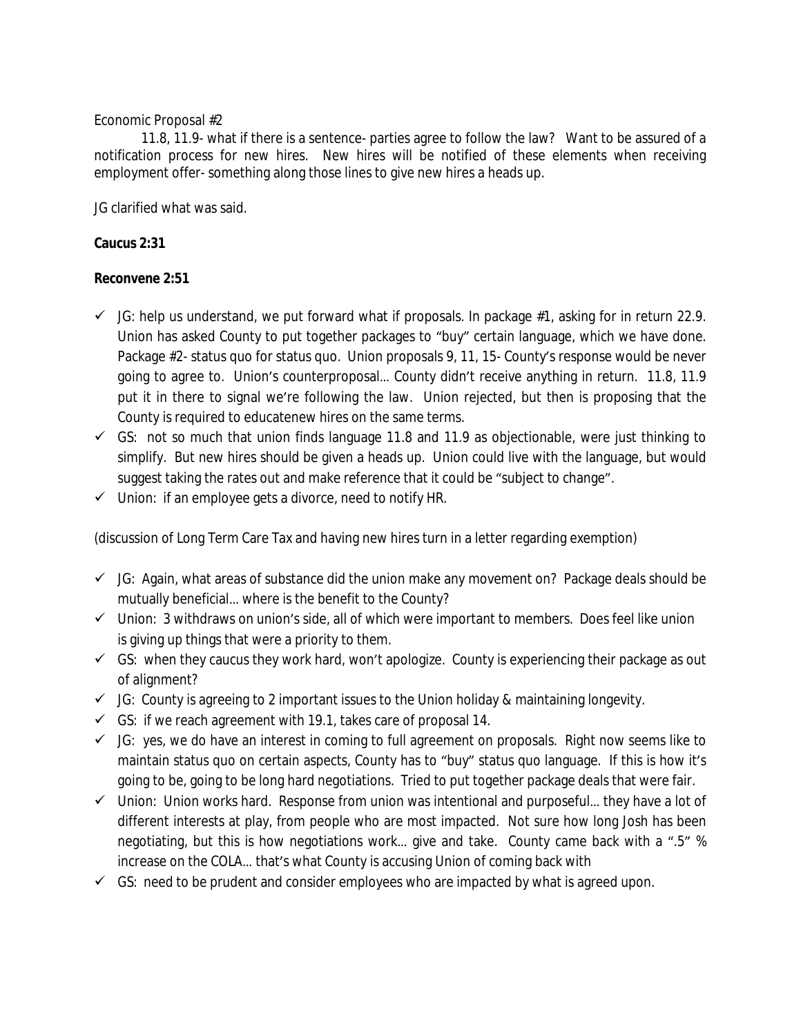Economic Proposal #2

11.8, 11.9- what if there is a sentence- parties agree to follow the law? Want to be assured of a notification process for new hires. New hires will be notified of these elements when receiving employment offer- something along those lines to give new hires a heads up.

JG clarified what was said.

**Caucus 2:31**

**Reconvene 2:51**

- ✓ JG: help us understand, we put forward what if proposals. In package #1, asking for in return 22.9. Union has asked County to put together packages to "buy" certain language, which we have done. Package #2- status quo for status quo. Union proposals 9, 11, 15- County's response would be never going to agree to. Union's counterproposal… County didn't receive anything in return. 11.8, 11.9 put it in there to signal we're following the law. Union rejected, but then is proposing that the County is required to educatenew hires on the same terms.
- ✓ GS: not so much that union finds language 11.8 and 11.9 as objectionable, were just thinking to simplify. But new hires should be given a heads up. Union could live with the language, but would suggest taking the rates out and make reference that it could be "subject to change".
- ✓ Union: if an employee gets a divorce, need to notify HR.

(discussion of Long Term Care Tax and having new hires turn in a letter regarding exemption)

- ✓ JG: Again, what areas of substance did the union make any movement on? Package deals should be mutually beneficial… where is the benefit to the County?
- ✓ Union: 3 withdraws on union's side, all of which were important to members. Does feel like union is giving up things that were a priority to them.
- ✓ GS: when they caucus they work hard, won't apologize. County is experiencing their package as out of alignment?
- ✓ JG: County is agreeing to 2 important issues to the Union holiday & maintaining longevity.
- ✓ GS: if we reach agreement with 19.1, takes care of proposal 14.
- ✓ JG: yes, we do have an interest in coming to full agreement on proposals. Right now seems like to maintain status quo on certain aspects, County has to "buy" status quo language. If this is how it's going to be, going to be long hard negotiations. Tried to put together package deals that were fair.
- ✓ Union: Union works hard. Response from union was intentional and purposeful… they have a lot of different interests at play, from people who are most impacted. Not sure how long Josh has been negotiating, but this is how negotiations work… give and take. County came back with a ".5" % increase on the COLA… that's what County is accusing Union of coming back with
- ✓ GS: need to be prudent and consider employees who are impacted by what is agreed upon.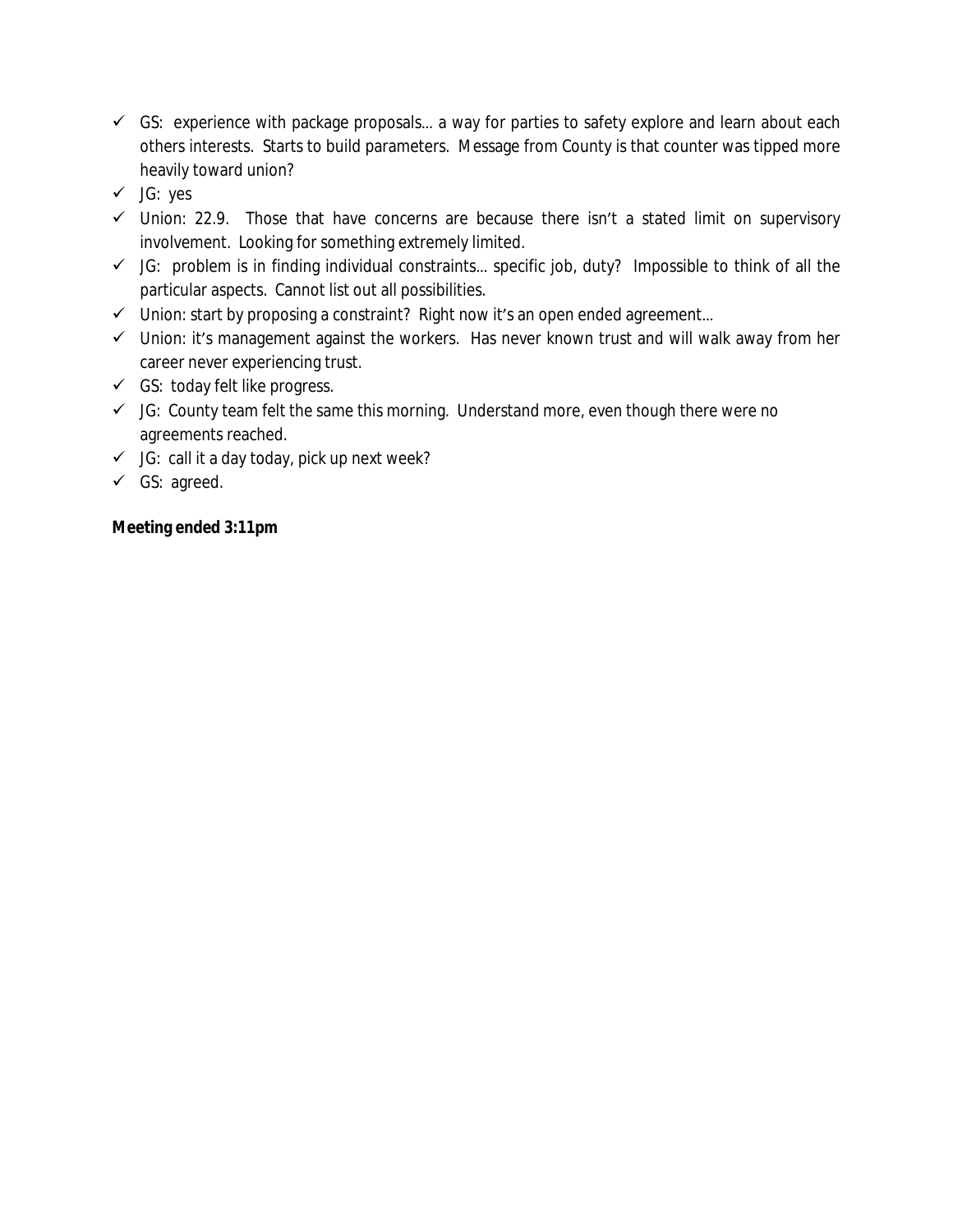- ✓ GS: experience with package proposals… a way for parties to safety explore and learn about each others interests. Starts to build parameters. Message from County is that counter was tipped more heavily toward union?
- ✓ JG: yes
- ✓ Union: 22.9. Those that have concerns are because there isn't a stated limit on supervisory involvement. Looking for something extremely limited.
- ✓ JG: problem is in finding individual constraints… specific job, duty? Impossible to think of all the particular aspects. Cannot list out all possibilities.
- ✓ Union: start by proposing a constraint? Right now it's an open ended agreement…
- ✓ Union: it's management against the workers. Has never known trust and will walk away from her career never experiencing trust.
- ✓ GS: today felt like progress.
- ✓ JG: County team felt the same this morning. Understand more, even though there were no agreements reached.
- ✓ JG: call it a day today, pick up next week?
- ✓ GS: agreed.

**Meeting ended 3:11pm**